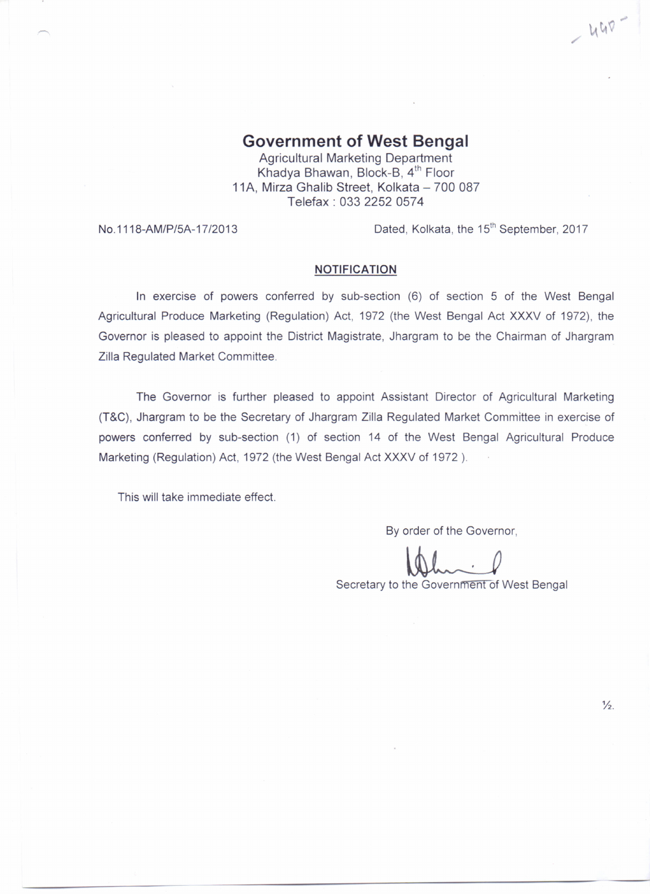# Government of West Bengal

Agricultural Marketing Department
Khadya Bhawan, Block-B, 4th Floor
11A, Mirza Ghalib Street, Kolkata – 700 087
Telefax : 033 2252 0574

No.1118-AM/P/5A-17/2013 Dated, Kolkata, the 15th September, 2017

## NOTIFICATION

In exercise of powers conferred by sub-section (6) of section 5 of the West Bengal Agricultural Produce Marketing (Regulation) Act, 1972 (the West Bengal Act XXXV of 1972), the Governor is pleased to appoint the District Magistrate, Jhargram to be the Chairman of Jhargram Zilla Regulated Market Committee.

The Governor is further pleased to appoint Assistant Director of Agricultural Marketing (T&C), Jhargram to be the Secretary of Jhargram Zilla Regulated Market Committee in exercise of powers conferred by sub-section (1) of section 14 of the West Bengal Agricultural Produce Marketing (Regulation) Act, 1972 (the West Bengal Act XXXV of 1972 ).

This will take immediate effect.

By order of the Governor,

Secretary to the Government of West Bengal

½.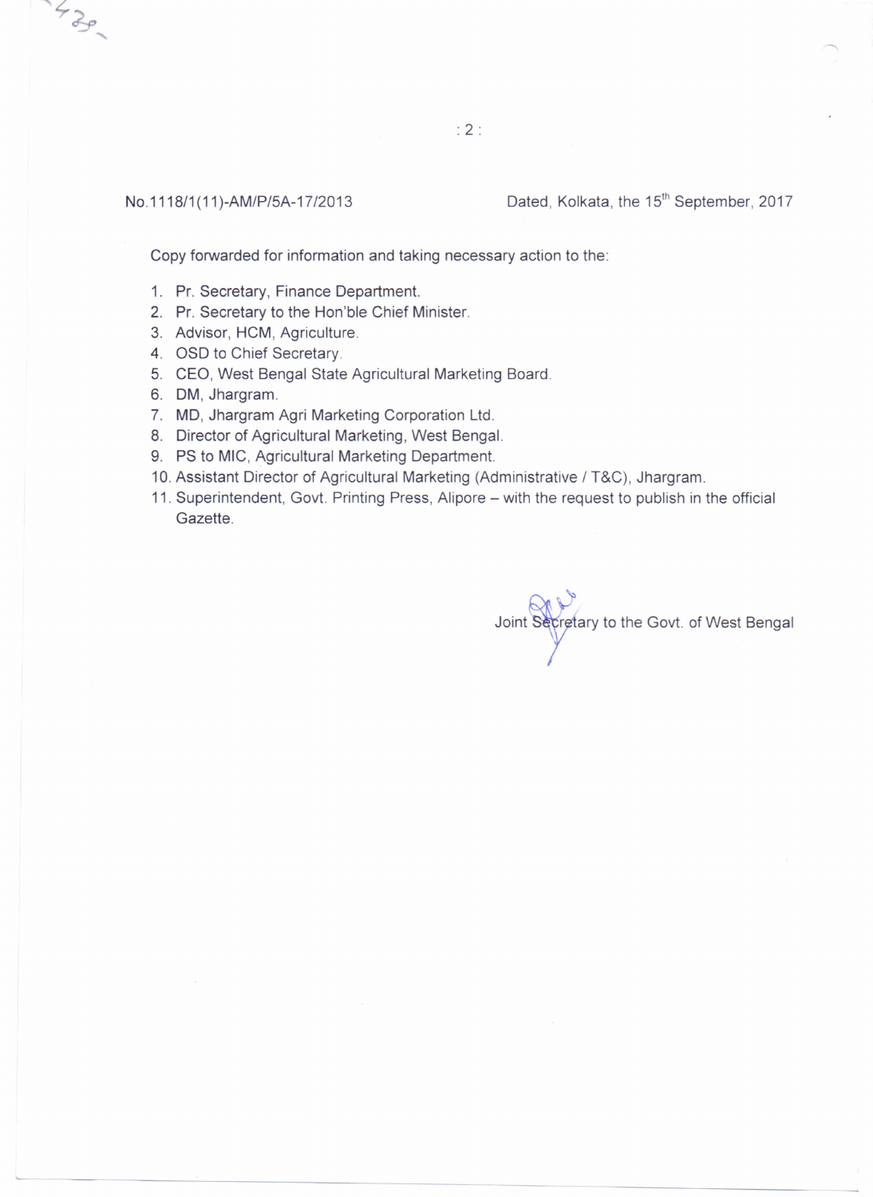No.1118/1(11)-AM/P/5A-17/2013 Dated, Kolkata, the 15th September, 2017

Copy forwarded for information and taking necessary action to the:

1. Pr. Secretary, Finance Department.
2. Pr. Secretary to the Hon'ble Chief Minister.
3. Advisor, HCM, Agriculture.
4. OSD to Chief Secretary.
5. CEO, West Bengal State Agricultural Marketing Board.
6. DM, Jhargram.
7. MD, Jhargram Agri Marketing Corporation Ltd.
8. Director of Agricultural Marketing, West Bengal.
9. PS to MIC, Agricultural Marketing Department.
10. Assistant Director of Agricultural Marketing (Administrative / T&C), Jhargram.
11. Superintendent, Govt. Printing Press, Alipore – with the request to publish in the official Gazette.

Joint Secretary to the Govt. of West Bengal